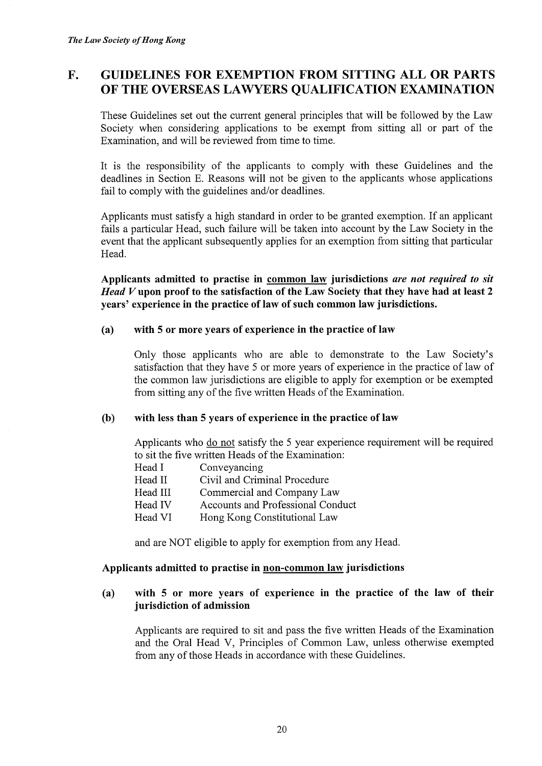## F. GUIDELINES FOR EXEMPTION FROM SITTING ALL OR PARTS OF THE OVERSEAS LAWYERS QUALIFICATION EXAMINATION

These Guidelines set out the current general principles that will be followed by the Law Society when considering applications to be exempt from sitting all or part of the Examination, and will be reviewed from time to time.

It is the responsibility of the applicants to comply with these Guidelines and the deadlines in Section E. Reasons will not be given to the applicants whose applications fail to comply with the guidelines and/or deadlines.

Applicants must satisfy a high standard in order to be granted exemption. If an applicant fails a particular Head, such failure will be taken into account by the Law Society in the event that the applicant subsequently applies for an exemption from sitting that particular Head.

**Applicants admitted to practise in <u>common law</u> jurisdictions *are not required to sit Head V* upon proof to the satisfaction of the Law Society that they have had at least 2 years' experience in the practice of law of such common law jurisdictions.**

**(a) with 5 or more years of experience in the practice of law**

Only those applicants who are able to demonstrate to the Law Society's satisfaction that they have 5 or more years of experience in the practice of law of the common law jurisdictions are eligible to apply for exemption or be exempted from sitting any of the five written Heads of the Examination.

**(b) with less than 5 years of experience in the practice of law**

Applicants who <u>do not</u> satisfy the 5 year experience requirement will be required to sit the five written Heads of the Examination:

| | |
|---|---|
| Head I | Conveyancing |
| Head II | Civil and Criminal Procedure |
| Head III | Commercial and Company Law |
| Head IV | Accounts and Professional Conduct |
| Head VI | Hong Kong Constitutional Law |

and are NOT eligible to apply for exemption from any Head.

**Applicants admitted to practise in <u>non-common law</u> jurisdictions**

**(a) with 5 or more years of experience in the practice of the law of their jurisdiction of admission**

Applicants are required to sit and pass the five written Heads of the Examination and the Oral Head V, Principles of Common Law, unless otherwise exempted from any of those Heads in accordance with these Guidelines.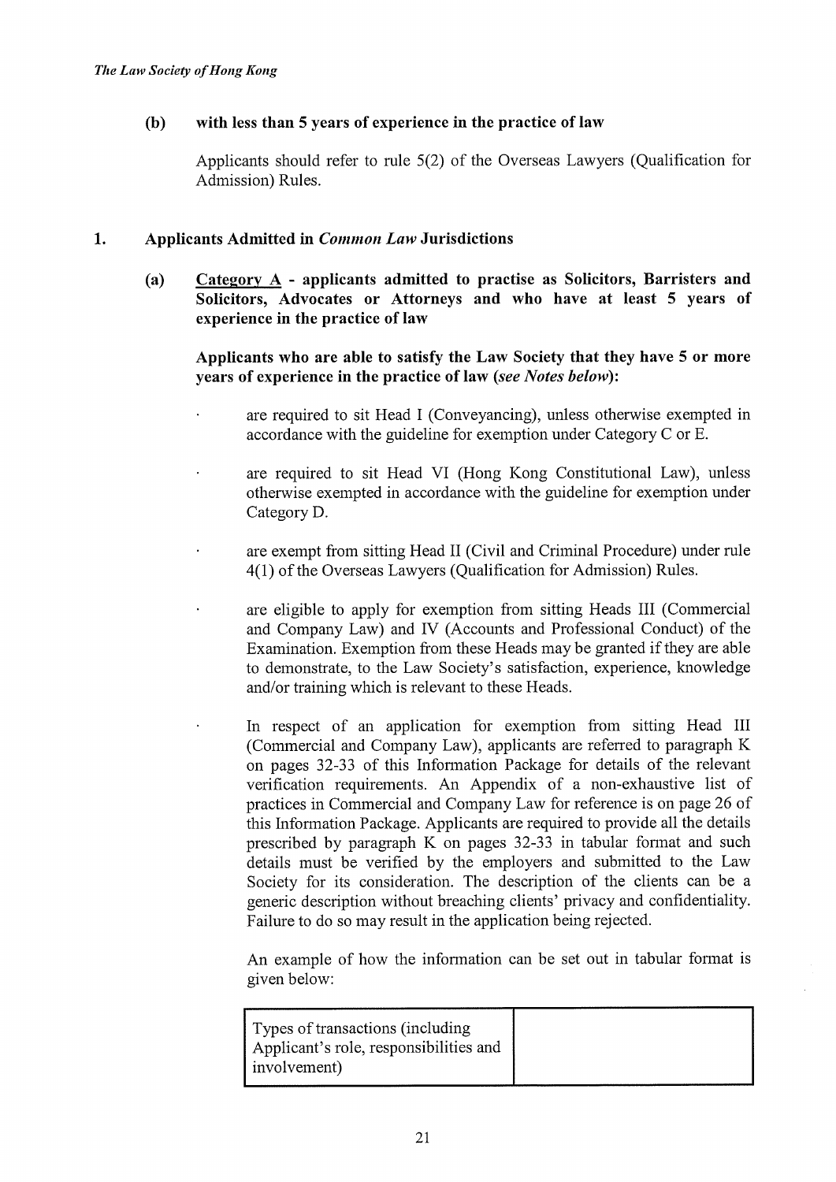**(b) with less than 5 years of experience in the practice of law**

Applicants should refer to rule 5(2) of the Overseas Lawyers (Qualification for Admission) Rules.

## 1. Applicants Admitted in *Common Law* Jurisdictions

**(a) <u>Category A</u> - applicants admitted to practise as Solicitors, Barristers and Solicitors, Advocates or Attorneys and who have at least 5 years of experience in the practice of law**

**Applicants who are able to satisfy the Law Society that they have 5 or more years of experience in the practice of law (*see Notes below*):**

- are required to sit Head I (Conveyancing), unless otherwise exempted in accordance with the guideline for exemption under Category C or E.
- are required to sit Head VI (Hong Kong Constitutional Law), unless otherwise exempted in accordance with the guideline for exemption under Category D.
- are exempt from sitting Head II (Civil and Criminal Procedure) under rule 4(1) of the Overseas Lawyers (Qualification for Admission) Rules.
- are eligible to apply for exemption from sitting Heads III (Commercial and Company Law) and IV (Accounts and Professional Conduct) of the Examination. Exemption from these Heads may be granted if they are able to demonstrate, to the Law Society's satisfaction, experience, knowledge and/or training which is relevant to these Heads.
- In respect of an application for exemption from sitting Head III (Commercial and Company Law), applicants are referred to paragraph K on pages 32-33 of this Information Package for details of the relevant verification requirements. An Appendix of a non-exhaustive list of practices in Commercial and Company Law for reference is on page 26 of this Information Package. Applicants are required to provide all the details prescribed by paragraph K on pages 32-33 in tabular format and such details must be verified by the employers and submitted to the Law Society for its consideration. The description of the clients can be a generic description without breaching clients' privacy and confidentiality. Failure to do so may result in the application being rejected.

  An example of how the information can be set out in tabular format is given below:

| Types of transactions (including Applicant's role, responsibilities and involvement) | |
|---|---|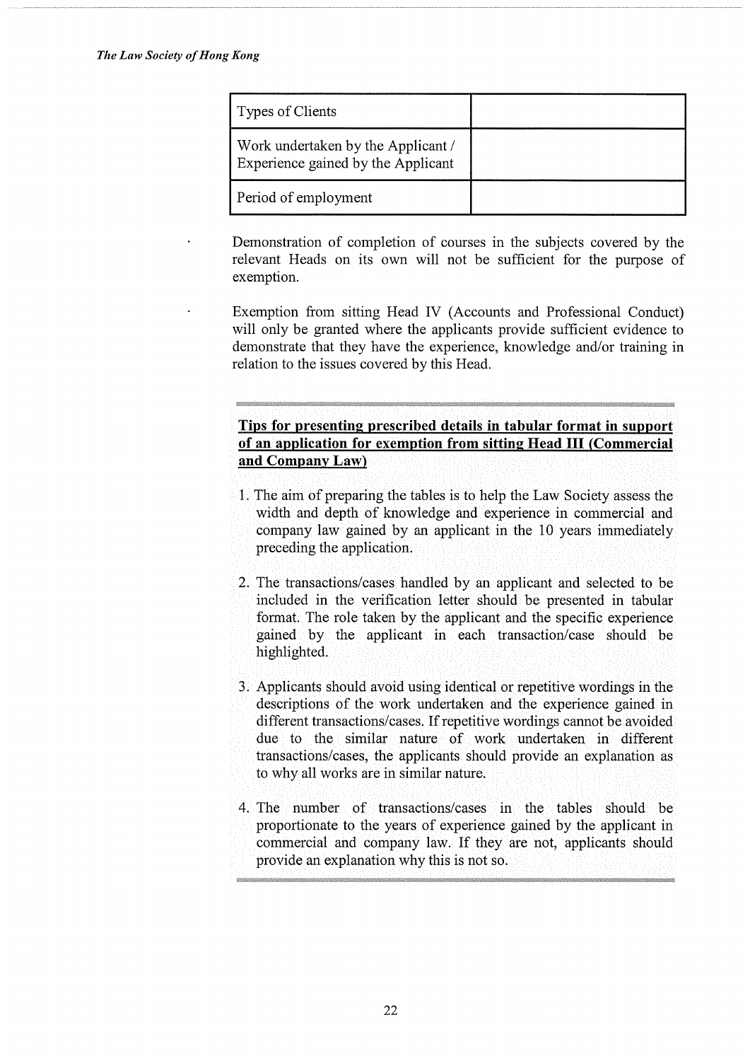| Types of Clients | |
|---|---|
| Work undertaken by the Applicant / Experience gained by the Applicant | |
| Period of employment | |

- Demonstration of completion of courses in the subjects covered by the relevant Heads on its own will not be sufficient for the purpose of exemption.
- Exemption from sitting Head IV (Accounts and Professional Conduct) will only be granted where the applicants provide sufficient evidence to demonstrate that they have the experience, knowledge and/or training in relation to the issues covered by this Head.

**Tips for presenting prescribed details in tabular format in support of an application for exemption from sitting Head III (Commercial and Company Law)**

1. The aim of preparing the tables is to help the Law Society assess the width and depth of knowledge and experience in commercial and company law gained by an applicant in the 10 years immediately preceding the application.
2. The transactions/cases handled by an applicant and selected to be included in the verification letter should be presented in tabular format. The role taken by the applicant and the specific experience gained by the applicant in each transaction/case should be highlighted.
3. Applicants should avoid using identical or repetitive wordings in the descriptions of the work undertaken and the experience gained in different transactions/cases. If repetitive wordings cannot be avoided due to the similar nature of work undertaken in different transactions/cases, the applicants should provide an explanation as to why all works are in similar nature.
4. The number of transactions/cases in the tables should be proportionate to the years of experience gained by the applicant in commercial and company law. If they are not, applicants should provide an explanation why this is not so.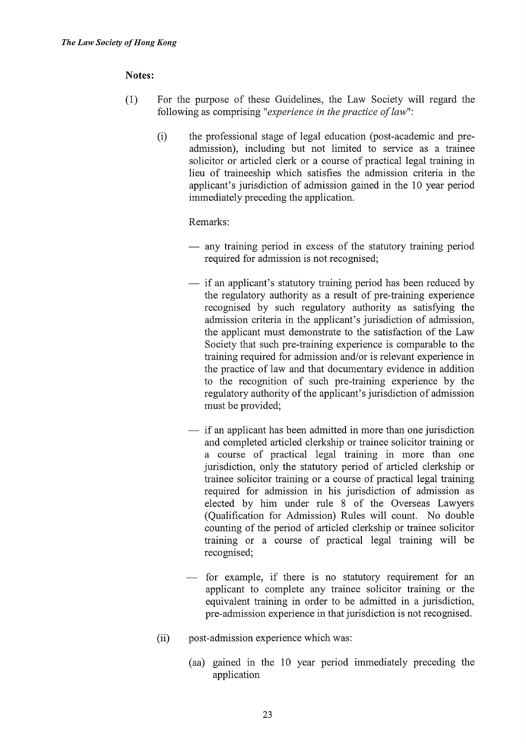**Notes:**

(1) For the purpose of these Guidelines, the Law Society will regard the following as comprising "*experience in the practice of law*":

(i) the professional stage of legal education (post-academic and pre-admission), including but not limited to service as a trainee solicitor or articled clerk or a course of practical legal training in lieu of traineeship which satisfies the admission criteria in the applicant's jurisdiction of admission gained in the 10 year period immediately preceding the application.

Remarks:

— any training period in excess of the statutory training period required for admission is not recognised;

— if an applicant's statutory training period has been reduced by the regulatory authority as a result of pre-training experience recognised by such regulatory authority as satisfying the admission criteria in the applicant's jurisdiction of admission, the applicant must demonstrate to the satisfaction of the Law Society that such pre-training experience is comparable to the training required for admission and/or is relevant experience in the practice of law and that documentary evidence in addition to the recognition of such pre-training experience by the regulatory authority of the applicant's jurisdiction of admission must be provided;

— if an applicant has been admitted in more than one jurisdiction and completed articled clerkship or trainee solicitor training or a course of practical legal training in more than one jurisdiction, only the statutory period of articled clerkship or trainee solicitor training or a course of practical legal training required for admission in his jurisdiction of admission as elected by him under rule 8 of the Overseas Lawyers (Qualification for Admission) Rules will count. No double counting of the period of articled clerkship or trainee solicitor training or a course of practical legal training will be recognised;

— for example, if there is no statutory requirement for an applicant to complete any trainee solicitor training or the equivalent training in order to be admitted in a jurisdiction, pre-admission experience in that jurisdiction is not recognised.

(ii) post-admission experience which was:

(aa) gained in the 10 year period immediately preceding the application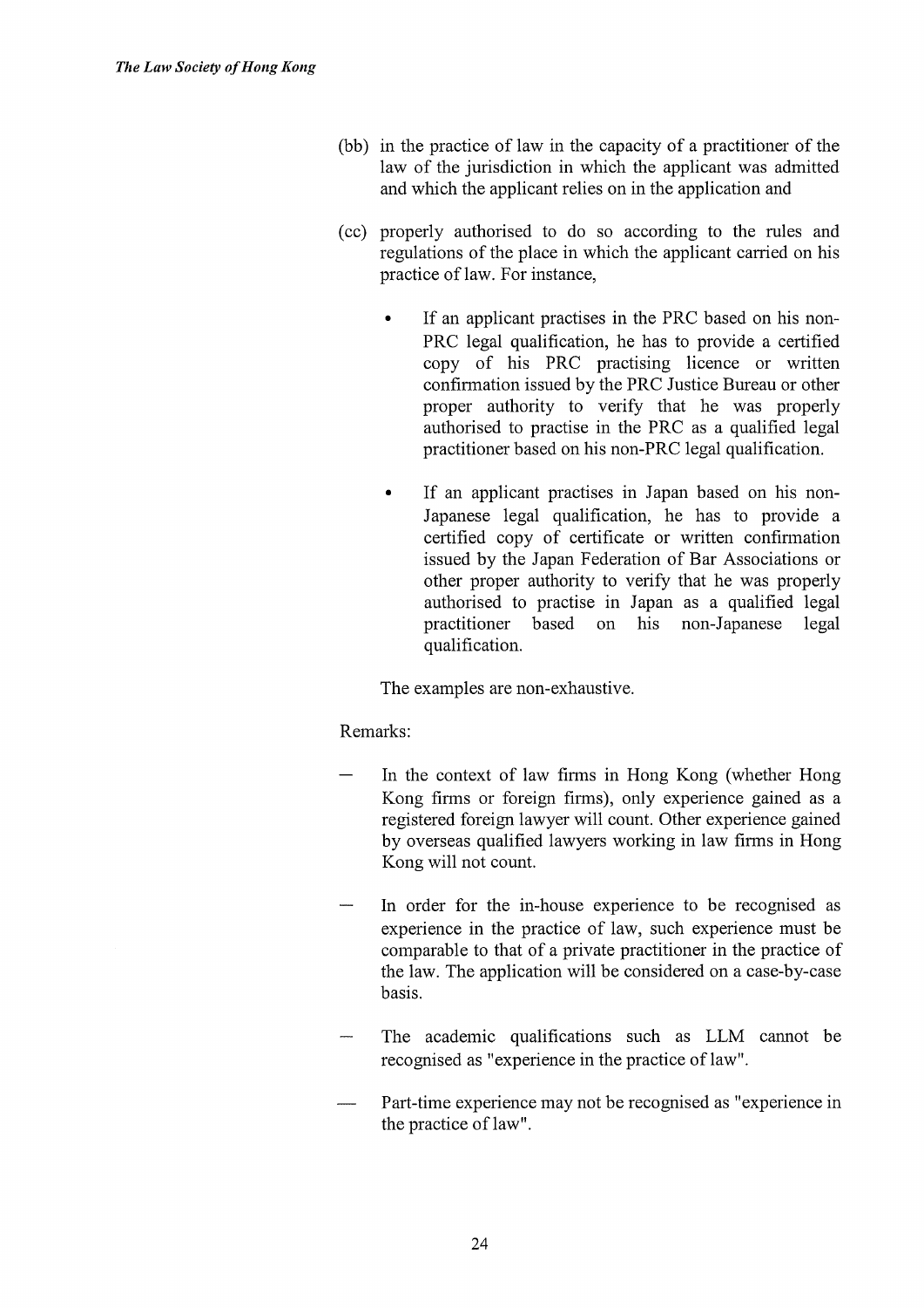(bb) in the practice of law in the capacity of a practitioner of the law of the jurisdiction in which the applicant was admitted and which the applicant relies on in the application and

(cc) properly authorised to do so according to the rules and regulations of the place in which the applicant carried on his practice of law. For instance,

- If an applicant practises in the PRC based on his non-PRC legal qualification, he has to provide a certified copy of his PRC practising licence or written confirmation issued by the PRC Justice Bureau or other proper authority to verify that he was properly authorised to practise in the PRC as a qualified legal practitioner based on his non-PRC legal qualification.

- If an applicant practises in Japan based on his non-Japanese legal qualification, he has to provide a certified copy of certificate or written confirmation issued by the Japan Federation of Bar Associations or other proper authority to verify that he was properly authorised to practise in Japan as a qualified legal practitioner based on his non-Japanese legal qualification.

The examples are non-exhaustive.

Remarks:

— In the context of law firms in Hong Kong (whether Hong Kong firms or foreign firms), only experience gained as a registered foreign lawyer will count. Other experience gained by overseas qualified lawyers working in law firms in Hong Kong will not count.

— In order for the in-house experience to be recognised as experience in the practice of law, such experience must be comparable to that of a private practitioner in the practice of the law. The application will be considered on a case-by-case basis.

— The academic qualifications such as LLM cannot be recognised as "experience in the practice of law".

— Part-time experience may not be recognised as "experience in the practice of law".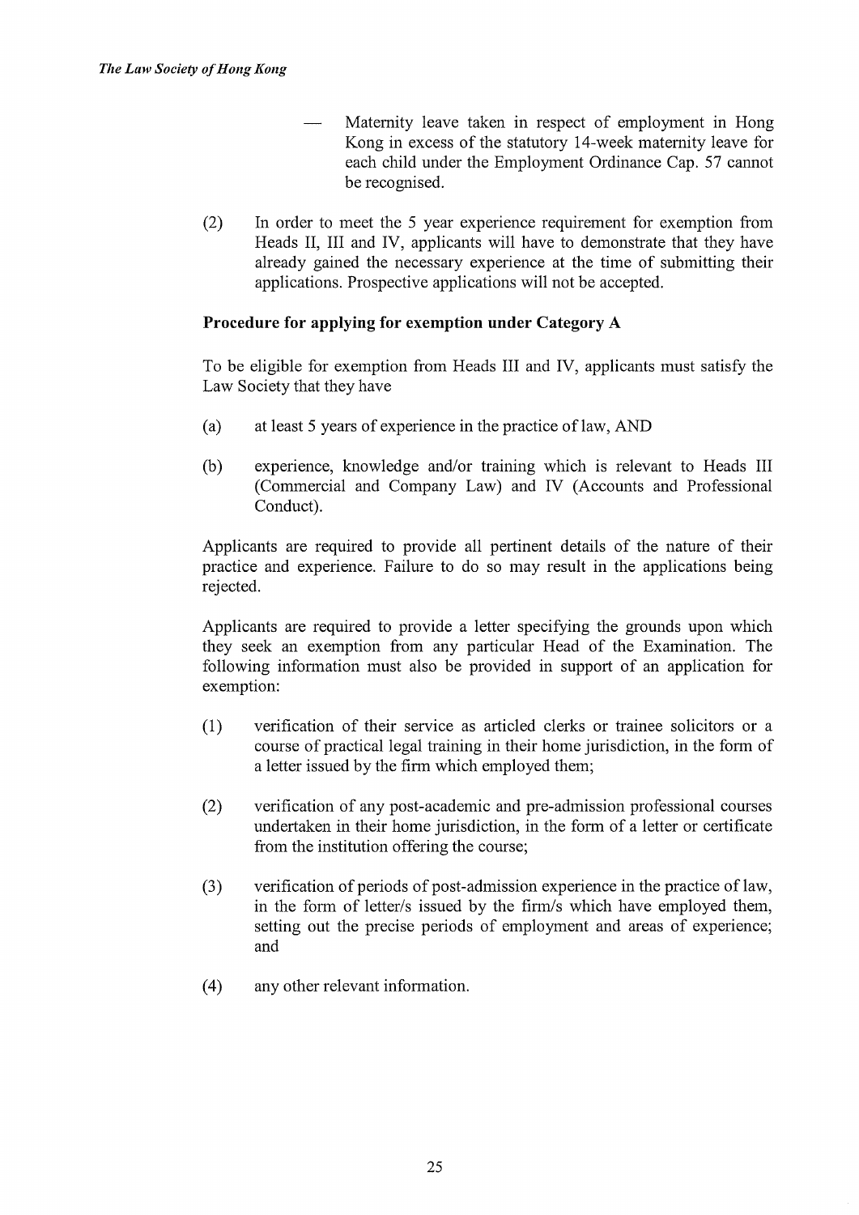- Maternity leave taken in respect of employment in Hong Kong in excess of the statutory 14-week maternity leave for each child under the Employment Ordinance Cap. 57 cannot be recognised.

(2) In order to meet the 5 year experience requirement for exemption from Heads II, III and IV, applicants will have to demonstrate that they have already gained the necessary experience at the time of submitting their applications. Prospective applications will not be accepted.

**Procedure for applying for exemption under Category A**

To be eligible for exemption from Heads III and IV, applicants must satisfy the Law Society that they have

(a) at least 5 years of experience in the practice of law, AND

(b) experience, knowledge and/or training which is relevant to Heads III (Commercial and Company Law) and IV (Accounts and Professional Conduct).

Applicants are required to provide all pertinent details of the nature of their practice and experience. Failure to do so may result in the applications being rejected.

Applicants are required to provide a letter specifying the grounds upon which they seek an exemption from any particular Head of the Examination. The following information must also be provided in support of an application for exemption:

(1) verification of their service as articled clerks or trainee solicitors or a course of practical legal training in their home jurisdiction, in the form of a letter issued by the firm which employed them;

(2) verification of any post-academic and pre-admission professional courses undertaken in their home jurisdiction, in the form of a letter or certificate from the institution offering the course;

(3) verification of periods of post-admission experience in the practice of law, in the form of letter/s issued by the firm/s which have employed them, setting out the precise periods of employment and areas of experience; and

(4) any other relevant information.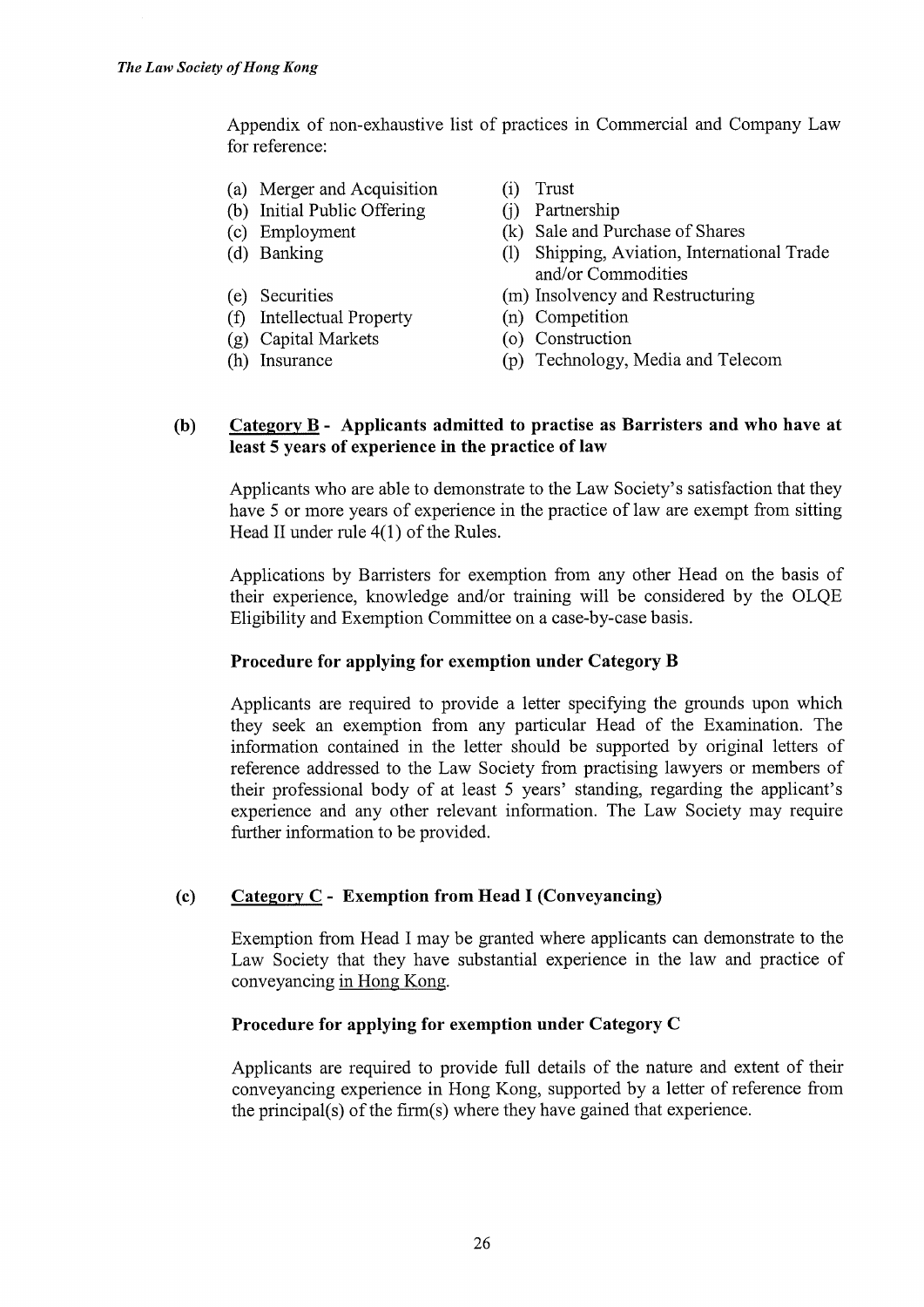Appendix of non-exhaustive list of practices in Commercial and Company Law for reference:

(a) Merger and Acquisition
(b) Initial Public Offering
(c) Employment
(d) Banking
(e) Securities
(f) Intellectual Property
(g) Capital Markets
(h) Insurance
(i) Trust
(j) Partnership
(k) Sale and Purchase of Shares
(l) Shipping, Aviation, International Trade and/or Commodities
(m) Insolvency and Restructuring
(n) Competition
(o) Construction
(p) Technology, Media and Telecom

### (b) Category B - Applicants admitted to practise as Barristers and who have at least 5 years of experience in the practice of law

Applicants who are able to demonstrate to the Law Society's satisfaction that they have 5 or more years of experience in the practice of law are exempt from sitting Head II under rule 4(1) of the Rules.

Applications by Barristers for exemption from any other Head on the basis of their experience, knowledge and/or training will be considered by the OLQE Eligibility and Exemption Committee on a case-by-case basis.

**Procedure for applying for exemption under Category B**

Applicants are required to provide a letter specifying the grounds upon which they seek an exemption from any particular Head of the Examination. The information contained in the letter should be supported by original letters of reference addressed to the Law Society from practising lawyers or members of their professional body of at least 5 years' standing, regarding the applicant's experience and any other relevant information. The Law Society may require further information to be provided.

### (c) Category C - Exemption from Head I (Conveyancing)

Exemption from Head I may be granted where applicants can demonstrate to the Law Society that they have substantial experience in the law and practice of conveyancing in Hong Kong.

**Procedure for applying for exemption under Category C**

Applicants are required to provide full details of the nature and extent of their conveyancing experience in Hong Kong, supported by a letter of reference from the principal(s) of the firm(s) where they have gained that experience.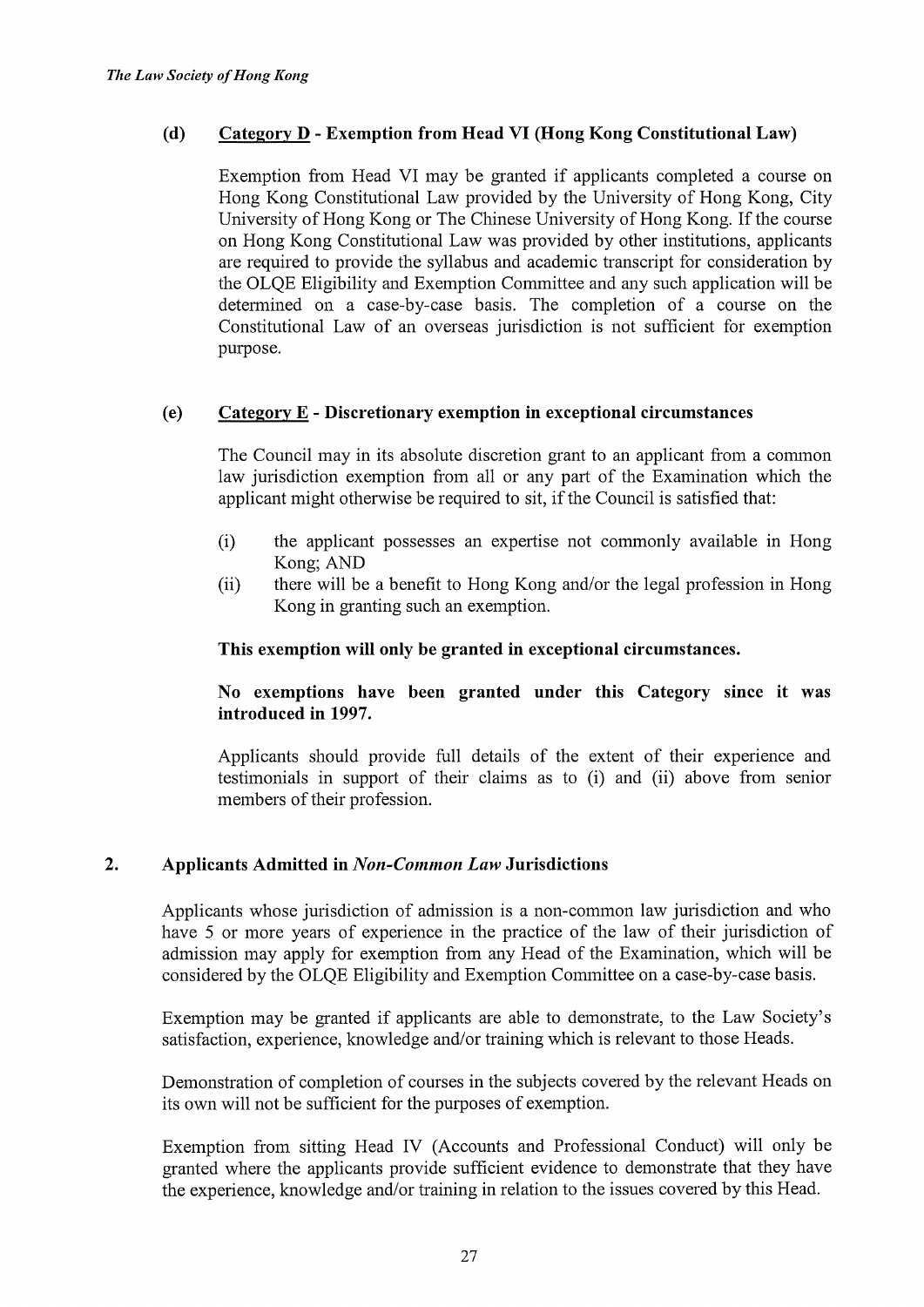### (d) <u>Category D</u> - Exemption from Head VI (Hong Kong Constitutional Law)

Exemption from Head VI may be granted if applicants completed a course on Hong Kong Constitutional Law provided by the University of Hong Kong, City University of Hong Kong or The Chinese University of Hong Kong. If the course on Hong Kong Constitutional Law was provided by other institutions, applicants are required to provide the syllabus and academic transcript for consideration by the OLQE Eligibility and Exemption Committee and any such application will be determined on a case-by-case basis. The completion of a course on the Constitutional Law of an overseas jurisdiction is not sufficient for exemption purpose.

### (e) <u>Category E</u> - Discretionary exemption in exceptional circumstances

The Council may in its absolute discretion grant to an applicant from a common law jurisdiction exemption from all or any part of the Examination which the applicant might otherwise be required to sit, if the Council is satisfied that:

(i) the applicant possesses an expertise not commonly available in Hong Kong; AND

(ii) there will be a benefit to Hong Kong and/or the legal profession in Hong Kong in granting such an exemption.

**This exemption will only be granted in exceptional circumstances.**

**No exemptions have been granted under this Category since it was introduced in 1997.**

Applicants should provide full details of the extent of their experience and testimonials in support of their claims as to (i) and (ii) above from senior members of their profession.

## 2. Applicants Admitted in *Non-Common Law* Jurisdictions

Applicants whose jurisdiction of admission is a non-common law jurisdiction and who have 5 or more years of experience in the practice of the law of their jurisdiction of admission may apply for exemption from any Head of the Examination, which will be considered by the OLQE Eligibility and Exemption Committee on a case-by-case basis.

Exemption may be granted if applicants are able to demonstrate, to the Law Society's satisfaction, experience, knowledge and/or training which is relevant to those Heads.

Demonstration of completion of courses in the subjects covered by the relevant Heads on its own will not be sufficient for the purposes of exemption.

Exemption from sitting Head IV (Accounts and Professional Conduct) will only be granted where the applicants provide sufficient evidence to demonstrate that they have the experience, knowledge and/or training in relation to the issues covered by this Head.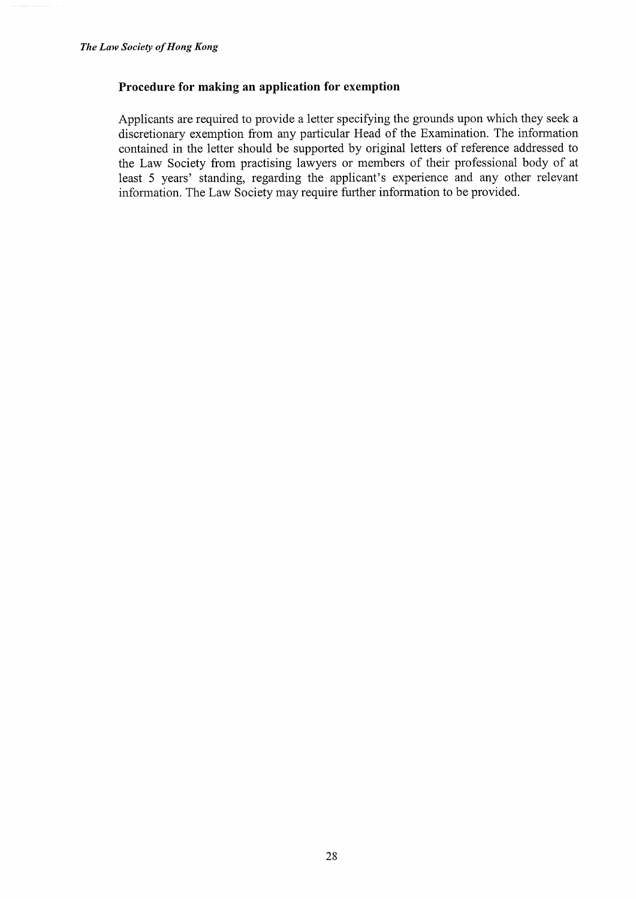### Procedure for making an application for exemption

Applicants are required to provide a letter specifying the grounds upon which they seek a discretionary exemption from any particular Head of the Examination. The information contained in the letter should be supported by original letters of reference addressed to the Law Society from practising lawyers or members of their professional body of at least 5 years' standing, regarding the applicant's experience and any other relevant information. The Law Society may require further information to be provided.